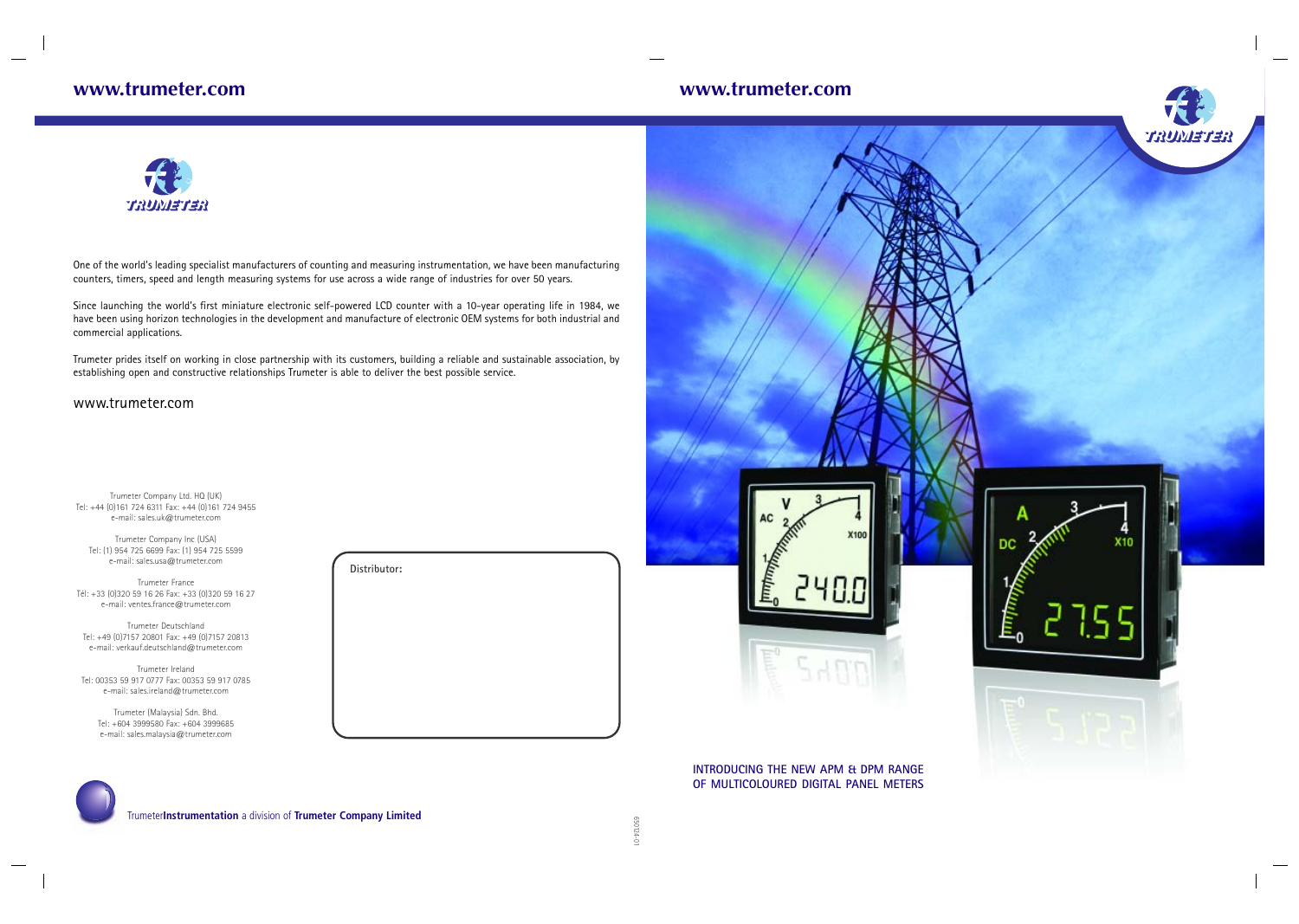www.trumeter.com

One of the world's leading specialist manufacturers of counting and measuring instrumentation, we have been manufacturing counters, timers, speed and length measuring systems for use across a wide range of industries for over 50 years.

Since launching the world's first miniature electronic self-powered LCD counter with a 10-year operating life in 1984, we have been using horizon technologies in the development and manufacture of electronic OEM systems for both industrial and commercial applications.

Trumeter prides itself on working in close partnership with its customers, building a reliable and sustainable association, by establishing open and constructive relationships Trumeter is able to deliver the best possible service.

www.trumeter.com

Trumeter Company Ltd. HQ (UK)
Tel: +44 (0)161 724 6311 Fax: +44 (0)161 724 9455
e-mail: sales.uk@trumeter.com

Trumeter Company Inc (USA)
Tel: (1) 954 725 6699 Fax: (1) 954 725 5599
e-mail: sales.usa@trumeter.com

Trumeter France
Tél: +33 (0)320 59 16 26 Fax: +33 (0)320 59 16 27
e-mail: ventes.france@trumeter.com

Trumeter Deutschland
Tel: +49 (0)7157 20801 Fax: +49 (0)7157 20813
e-mail: verkauf.deutschland@trumeter.com

Trumeter Ireland
Tel: 00353 59 917 0777 Fax: 00353 59 917 0785
e-mail: sales.ireland@trumeter.com

Trumeter (Malaysia) Sdn. Bhd.
Tel: +604 3999580 Fax: +604 3999685
e-mail: sales.malaysia@trumeter.com

Distributor:

Trumeter**Instrumentation** a division of **Trumeter Company Limited**

65024-01

www.trumeter.com

INTRODUCING THE NEW APM & DPM RANGE
OF MULTICOLOURED DIGITAL PANEL METERS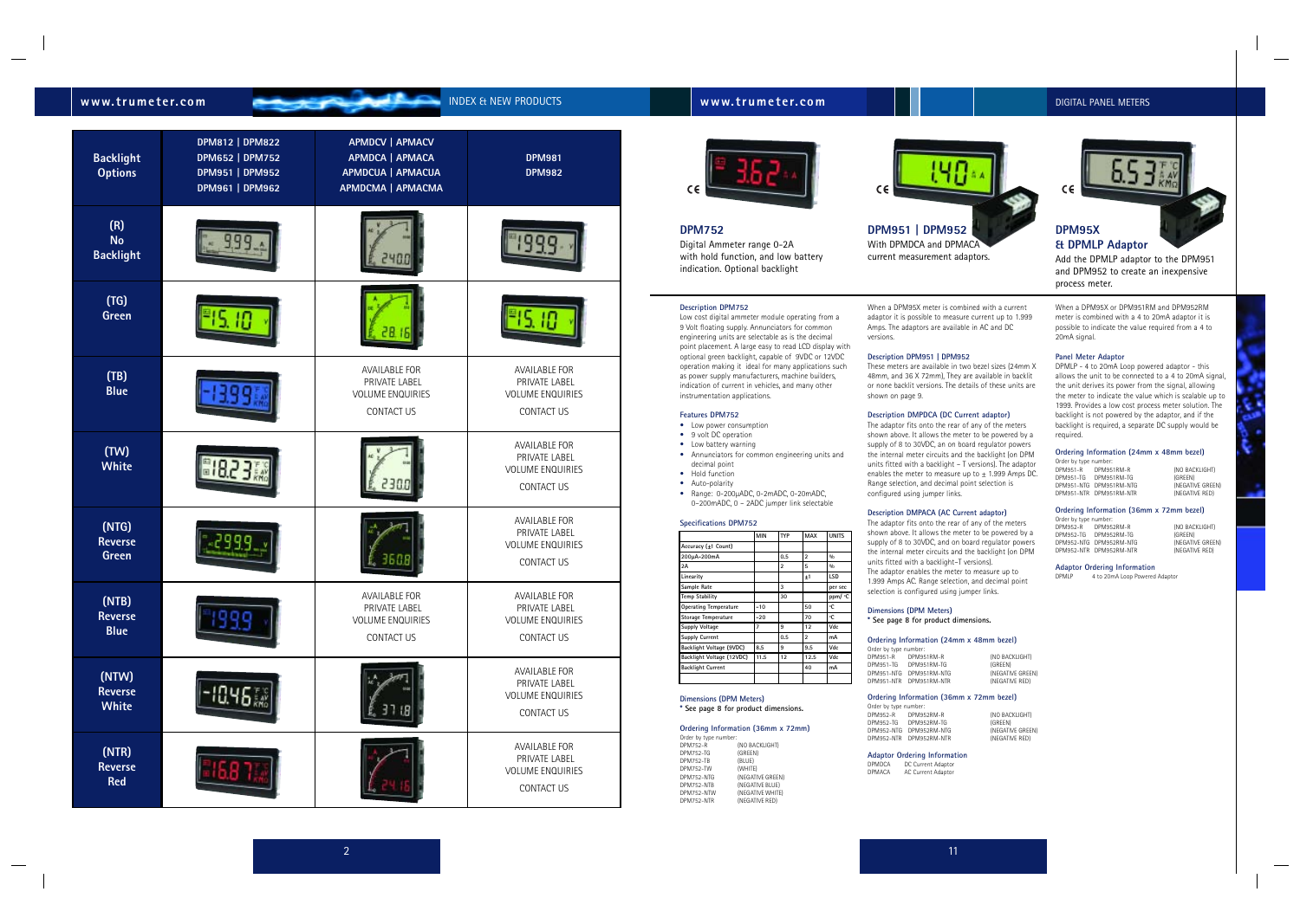| Backlight Options | DPM812 \| DPM822 DPM652 \| DPM752 DPM951 \| DPM952 DPM961 \| DPM962 | APMDCV \| APMACV APMDCA \| APMACA APMDCUA \| APMACUA APMDCMA \| APMACMA | DPM981 DPM982 |
|---|---|---|---|
| (R) No Backlight | | | |
| (TG) Green | | | |
| (TB) Blue | | AVAILABLE FOR PRIVATE LABEL VOLUME ENQUIRIES CONTACT US | AVAILABLE FOR PRIVATE LABEL VOLUME ENQUIRIES CONTACT US |
| (TW) White | | | AVAILABLE FOR PRIVATE LABEL VOLUME ENQUIRIES CONTACT US |
| (NTG) Reverse Green | | | AVAILABLE FOR PRIVATE LABEL VOLUME ENQUIRIES CONTACT US |
| (NTB) Reverse Blue | | AVAILABLE FOR PRIVATE LABEL VOLUME ENQUIRIES CONTACT US | AVAILABLE FOR PRIVATE LABEL VOLUME ENQUIRIES CONTACT US |
| (NTW) Reverse White | | | AVAILABLE FOR PRIVATE LABEL VOLUME ENQUIRIES CONTACT US |
| (NTR) Reverse Red | | | AVAILABLE FOR PRIVATE LABEL VOLUME ENQUIRIES CONTACT US |

## DPM752

Digital Ammeter range 0-2A with hold function, and low battery indication. Optional backlight

### Description DPM752

Low cost digital ammeter module operating from a 9 Volt floating supply. Annunciators for common engineering units are selectable as is the decimal point placement. A large easy to read LCD display with optional green backlight, capable of 9VDC or 12VDC operation making it ideal for many applications such as power supply manufacturers, machine builders, indication of current in vehicles, and many other instrumentation applications.

### Features DPM752

- Low power consumption
- 9 volt DC operation
- Low battery warning
- Annunciators for common engineering units and decimal point
- Hold function
- Auto-polarity
- Range: 0-200µADC, 0-2mADC, 0-20mADC, 0-200mADC, 0 – 2ADC jumper link selectable

### Specifications DPM752

| | MIN | TYP | MAX | UNITS |
|---|---|---|---|---|
| Accuracy (±1 Count) | | | | |
| 200µA–200mA | | 0.5 | 2 | % |
| 2A | | 2 | 5 | % |
| Linearity | | | ±1 | LSD |
| Sample Rate | | 3 | | per sec |
| Temp Stability | | 30 | | ppm/°C |
| Operating Temperature | –10 | | 50 | °C |
| Storage Temperature | –20 | | 70 | °C |
| Supply Voltage | 7 | 9 | 12 | Vdc |
| Supply Current | | 0.5 | 2 | mA |
| Backlight Voltage (9VDC) | 8.5 | 9 | 9.5 | Vdc |
| Backlight Voltage (12VDC) | 11.5 | 12 | 12.5 | Vdc |
| Backlight Current | | | 40 | mA |

### Dimensions (DPM Meters)

**\* See page 8 for product dimensions.**

### Ordering Information (36mm x 72mm)

Order by type number:

| | |
|---|---|
| DPM752-R | (NO BACKLIGHT) |
| DPM752-TG | (GREEN) |
| DPM752-TB | (BLUE) |
| DPM752-TW | (WHITE) |
| DPM752-NTG | (NEGATIVE GREEN) |
| DPM752-NTB | (NEGATIVE BLUE) |
| DPM752-NTW | (NEGATIVE WHITE) |
| DPM752-NTR | (NEGATIVE RED) |

## DPM951 | DPM952

With DPMDCA and DPMACA current measurement adaptors.

When a DPM95X meter is combined with a current adaptor it is possible to measure current up to 1.999 Amps. The adaptors are available in AC and DC versions.

### Description DPM951 | DPM952

These meters are available in two bezel sizes (24mm X 48mm, and 36 X 72mm). They are available in backlit or none backlit versions. The details of these units are shown on page 9.

### Description DPMDCA (DC Current adaptor)

The adaptor fits onto the rear of any of the meters shown above. It allows the meter to be powered by a supply of 8 to 30VDC, an on board regulator powers the internal meter circuits and the backlight (on DPM units fitted with a backlight – T versions). The adaptor enables the meter to measure up to ± 1.999 Amps DC. Range selection, and decimal point selection is configured using jumper links.

### Description DMPACA (AC Current adaptor)

The adaptor fits onto the rear of any of the meters shown above. It allows the meter to be powered by a supply of 8 to 30VDC, and on board regulator powers the internal meter circuits and the backlight (on DPM units fitted with a backlight–T versions). The adaptor enables the meter to measure up to 1.999 Amps AC. Range selection, and decimal point selection is configured using jumper links.

### Dimensions (DPM Meters)

**\* See page 8 for product dimensions.**

### Ordering Information (24mm x 48mm bezel)

Order by type number:

| | | |
|---|---|---|
| DPM951-R | DPM951RM-R | (NO BACKLIGHT) |
| DPM951-TG | DPM951RM-TG | (GREEN) |
| DPM951-NTG | DPM951RM-NTG | (NEGATIVE GREEN) |
| DPM951-NTR | DPM951RM-NTR | (NEGATIVE RED) |

### Ordering Information (36mm x 72mm bezel)

Order by type number:

| | | |
|---|---|---|
| DPM952-R | DPM952RM-R | (NO BACKLIGHT) |
| DPM952-TG | DPM952RM-TG | (GREEN) |
| DPM952-NTG | DPM952RM-NTG | (NEGATIVE GREEN) |
| DPM952-NTR | DPM952RM-NTR | (NEGATIVE RED) |

### Adaptor Ordering Information

| | |
|---|---|
| DPMDCA | DC Current Adaptor |
| DPMACA | AC Current Adaptor |

## DPM95X & DPMLP Adaptor

Add the DPMLP adaptor to the DPM951 and DPM952 to create an inexpensive process meter.

When a DPM95X or DPM951RM and DPM952RM meter is combined with a 4 to 20mA adaptor it is possible to indicate the value required from a 4 to 20mA signal.

### Panel Meter Adaptor

DPMLP - 4 to 20mA Loop powered adaptor - this allows the unit to be connected to a 4 to 20mA signal, the unit derives its power from the signal, allowing the meter to indicate the value which is scalable up to 1999. Provides a low cost process meter solution. The backlight is not powered by the adaptor, and if the backlight is required, a separate DC supply would be required.

### Ordering Information (24mm x 48mm bezel)

Order by type number:

| | | |
|---|---|---|
| DPM951-R | DPM951RM-R | (NO BACKLIGHT) |
| DPM951-TG | DPM951RM-TG | (GREEN) |
| DPM951-NTG | DPM951RM-NTG | (NEGATIVE GREEN) |
| DPM951-NTR | DPM951RM-NTR | (NEGATIVE RED) |

### Ordering Information (36mm x 72mm bezel)

Order by type number:

| | | |
|---|---|---|
| DPM952-R | DPM952RM-R | (NO BACKLIGHT) |
| DPM952-TG | DPM952RM-TG | (GREEN) |
| DPM952-NTG | DPM952RM-NTG | (NEGATIVE GREEN) |
| DPM952-NTR | DPM952RM-NTR | (NEGATIVE RED) |

### Adaptor Ordering Information

| | |
|---|---|
| DPMLP | 4 to 20mA Loop Powered Adaptor |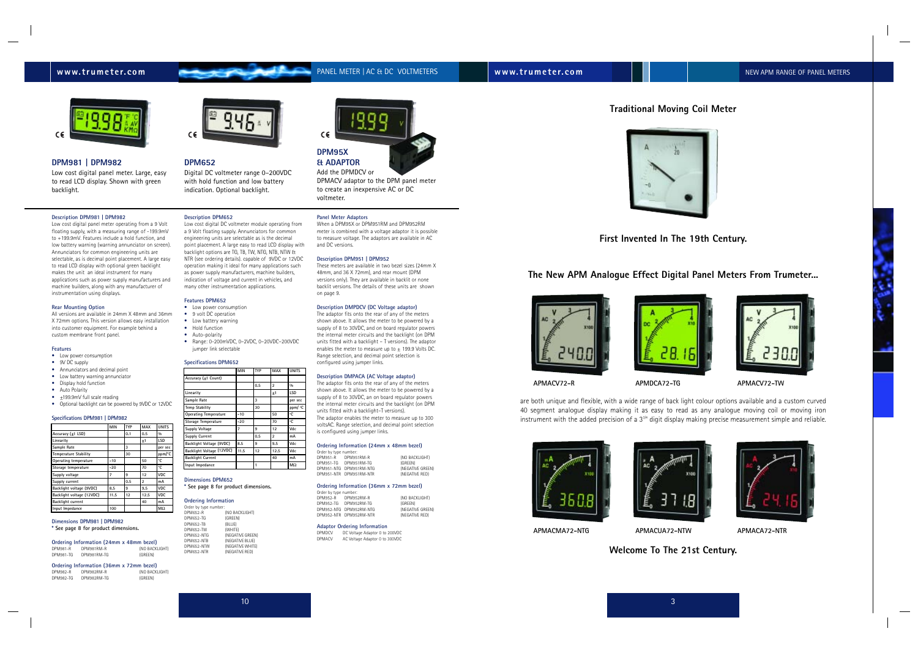## DPM981 | DPM982

Low cost digital panel meter. Large, easy to read LCD display. Shown with green backlight.

## DPM652

Digital DC voltmeter range 0–200VDC with hold function and low battery indication. Optional backlight.

## DPM95X & ADAPTOR

Add the DPMDCV or DPMACV adaptor to the DPM panel meter to create an inexpensive AC or DC voltmeter.

### Description DPM981 | DPM982

Low cost digital panel meter operating from a 9 Volt floating supply, with a measuring range of -199.9mV to +199.9mV. Features include a hold function, and low battery warning (warning annunciator on screen). Annunciators for common engineering units are selectable, as is decimal point placement. A large easy to read LCD display with optional green backlight makes the unit an ideal instrument for many applications such as power supply manufacturers and machine builders, along with any manufacturer of instrumentation using displays.

### Rear Mounting Option

All versions are available in 24mm X 48mm and 36mm X 72mm options. This version allows easy installation into customer equipment. For example behind a custom membrane front panel.

### Features

- Low power consumption
- 9V DC supply
- Annunciators and decimal point
- Low battery warning annunciator
- Display hold function
- Auto Polarity
- ±199.9mV full scale reading
- Optional backlight can be powered by 9VDC or 12VDC

### Specifications DPM981 | DPM982

| | MIN | TYP | MAX | UNITS |
|---|---|---|---|---|
| Accuracy (±1 LSD) | | 0.1 | 0.5 | % |
| Linearity | | | ±1 | LSD |
| Sample Rate | | 3 | | per sec |
| Temperature Stability | | 30 | | ppm/°C |
| Operating temperature | -10 | | 50 | °C |
| Storage temperature | -20 | | 70 | °C |
| Supply voltage | 7 | 9 | 12 | VDC |
| Supply current | | 0.5 | 2 | mA |
| Backlight voltage (9VDC) | 8.5 | 9 | 9.5 | VDC |
| Backlight voltage (12VDC) | 11.5 | 12 | 12.5 | VDC |
| Backlight current | | | 40 | mA |
| Input Impedance | 100 | | | MΩ |

### Dimensions DPM981 | DPM982

**\* See page 8 for product dimensions.**

### Ordering Information (24mm x 48mm bezel)

| | | |
|---|---|---|
| DPM981-R | DPM981RM-R | (NO BACKLIGHT) |
| DPM981-TG | DPM981RM-TG | (GREEN) |

### Ordering Information (36mm x 72mm bezel)

| | | |
|---|---|---|
| DPM982-R | DPM982RM-R | (NO BACKLIGHT) |
| DPM982-TG | DPM982RM-TG | (GREEN) |

### Description DPM652

Low cost digital DC voltmeter module operating from a 9 Volt floating supply. Annunciators for common engineering units are selectable as is the decimal point placement. A large easy to read LCD display with backlight options are TG, TB, TW, NTG, NTB, NTW & NTR (see ordering details). capable of 9VDC or 12VDC operation making it ideal for many applications such as power supply manufacturers, machine builders, indication of voltage and current in vehicles, and many other instrumentation applications.

### Features DPM652

- Low power consumption
- 9 volt DC operation
- Low battery warning
- Hold function
- Auto-polarity
- Range: 0–200mVDC, 0–2VDC, 0–20VDC–200VDC jumper link selectable

### Specifications DPM652

| | MIN | TYP | MAX | UNITS |
|---|---|---|---|---|
| Accuracy (±1 Count) | | 0.5 | 2 | % |
| Linearity | | | ±1 | LSD |
| Sample Rate | | 3 | | per sec |
| Temp Stability | | 30 | | ppm/ °C |
| Operating Temperature | -10 | | 50 | °C |
| Storage Temperature | -20 | | 70 | °C |
| Supply Voltage | 7 | 9 | 12 | Vdc |
| Supply Current | | 0.5 | 2 | mA |
| Backlight Voltage (9VDC) | 8.5 | 9 | 9.5 | Vdc |
| Backlight Voltage (12VDC) | 11.5 | 12 | 12.5 | Vdc |
| Backlight Current | | | 40 | mA |
| Input Impedance | | 1 | | MΩ |

### Dimensions DPM652

**\* See page 8 for product dimensions.**

### Ordering Information

Order by type number:

| | |
|---|---|
| DPM652-R | (NO BACKLIGHT) |
| DPM652-TG | (GREEN) |
| DPM652-TB | (BLUE) |
| DPM652-TW | (WHITE) |
| DPM652-NTG | (NEGATIVE GREEN) |
| DPM652-NTB | (NEGATIVE BLUE) |
| DPM652-NTW | (NEGATIVE WHITE) |
| DPM652-NTR | (NEGATIVE RED) |

### Panel Meter Adaptors

When a DPM95X or DPM951RM and DPM952RM meter is combined with a voltage adaptor it is possible to measure voltage. The adaptors are available in AC and DC versions.

### Description DPM951 | DPM952

These meters are available in two bezel sizes (24mm X 48mm, and 36 X 72mm), and rear mount (DPM versions only). They are available in backlit or none backlit versions. The details of these units are shown on page 9.

### Description DMPDCV (DC Voltage adaptor)

The adaptor fits onto the rear of any of the meters shown above. It allows the meter to be powered by a supply of 8 to 30VDC, and on board regulator powers the internal meter circuits and the backlight (on DPM units fitted with a backlight – T versions). The adaptor enables the meter to measure up to ± 199.9 Volts DC. Range selection, and decimal point selection is configured using jumper links.

### Description DMPACA (AC Voltage adaptor)

The adaptor fits onto the rear of any of the meters shown above. It allows the meter to be powered by a supply of 8 to 30VDC, an on board regulator powers the internal meter circuits and the backlight (on DPM units fitted with a backlight–T versions).
The adaptor enables the meter to measure up to 300 voltsAC. Range selection, and decimal point selection is configured using jumper links.

### Ordering Information (24mm x 48mm bezel)

Order by type number:

| | | |
|---|---|---|
| DPM951-R | DPM951RM-R | (NO BACKLIGHT) |
| DPM951-TG | DPM951RM-TG | (GREEN) |
| DPM951-NTG | DPM951RM-NTG | (NEGATIVE GREEN) |
| DPM951-NTR | DPM951RM-NTR | (NEGATIVE RED) |

### Ordering Information (36mm x 72mm bezel)

Order by type number:

| | | |
|---|---|---|
| DPM952-R | DPM952RM-R | (NO BACKLIGHT) |
| DPM952-TG | DPM952RM-TG | (GREEN) |
| DPM952-NTG | DPM952RM-NTG | (NEGATIVE GREEN) |
| DPM952-NTR | DPM952RM-NTR | (NEGATIVE RED) |

### Adaptor Ordering Information

| | |
|---|---|
| DPMDCV | DC Voltage Adaptor 0 to 200VDC |
| DPMACV | AC Voltage Adaptor 0 to 300VDC |

## Traditional Moving Coil Meter

## First Invented In The 19th Century.

## The New APM Analogue Effect Digital Panel Meters From Trumeter...

APMACV72-R APMDCA72-TG APMACV72-TW

are both unique and flexible, with a wide range of back light colour options available and a custom curved 40 segment analogue display making it as easy to read as any analogue moving coil or moving iron instrument with the added precision of a 3½ digit display making precise measurement simple and reliable.

APMACMA72-NTG APMACUA72-NTW APMACA72-NTR

## Welcome To The 21st Century.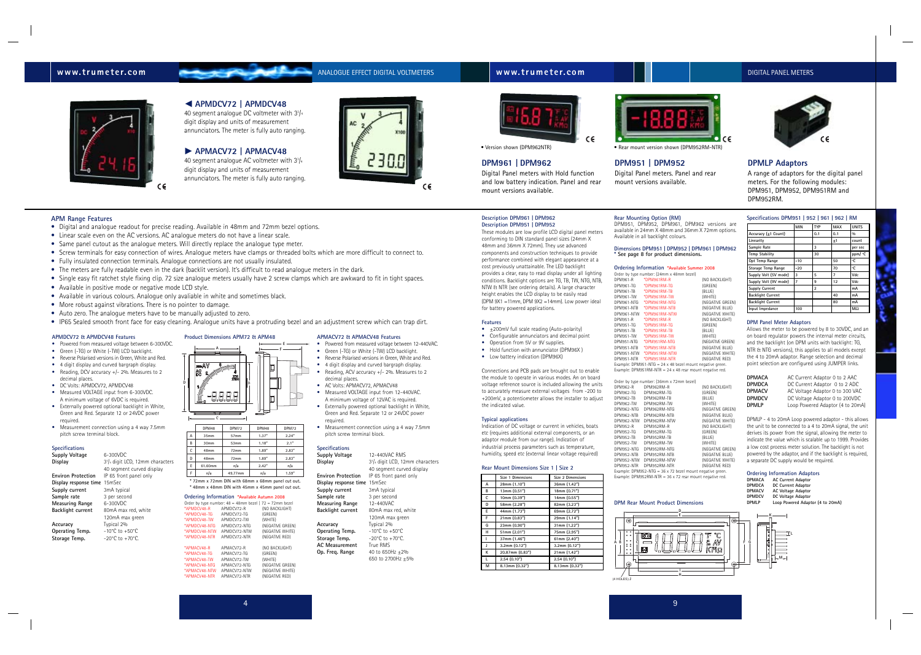## ◀ APMDCV72 | APMDCV48

40 segment analogue DC voltmeter with 3¾ digit display and units of measurement annunciators. The meter is fully auto ranging.

## ▶ APMACV72 | APMACV48

40 segment analogue AC voltmeter with 3¾ digit display and units of measurement annunciators. The meter is fully auto ranging.

### APM Range Features

- Digital and analogue readout for precise reading. Available in 48mm and 72mm bezel options.
- Linear scale even on the AC versions. AC analogue meters do not have a linear scale.
- Same panel cutout as the analogue meters. Will directly replace the analogue type meter.
- Screw terminals for easy connection of wires. Analogue meters have clamps or threaded bolts which are more difficult to connect to.
- Fully insulated connection terminals. Analogue connections are not usually insulated.
- The meters are fully readable even in the dark (backlit version). It's difficult to read analogue meters in the dark.
- Single easy fit ratchet style fixing clip. 72 size analogue meters usually have 2 screw clamps which are awkward to fit in tight spaces.
- Available in positive mode or negative mode LCD style.
- Available in various colours. Analogue only avaliable in white and sometimes black.
- More robust against vibrations. There is no pointer to damage.
- Auto zero. The analogue meters have to be manually adjusted to zero.
- IP65 Sealed smooth front face for easy cleaning. Analogue units have a protruding bezel and an adjustment screw which can trap dirt.

#### APMDCV72 & APMDCV48 Features

- Powered from measured voltage between 6-300VDC.
- Green (-TG) or White (-TW) LCD backlight.
- Reverse Polarised versions in Green, White and Red.
- 4 digit display and curved bargraph display.
- Reading, DCV accuracy +/- 2%. Measures to 2 decimal places.
- DC Volts: APMDCV72, APMDCV48
- Measured VOLTAGE input from 6-300VDC. A minimum voltage of 6VDC is required.
- Externally powered optional backlight in White, Green and Red. Separate 12 or 24VDC power required.
- Measurement connection using a 4 way 7.5mm pitch screw terminal block.

#### Specifications

| | |
|---|---|
| Supply Voltage | 6-300VDC |
| Display | 3¾ digit LCD, 12mm characters 40 segment curved display |
| Environ Protection | IP 65 front panel only |
| Display response time | 15mSec |
| Supply current | 3mA typical |
| Sample rate | 3 per second |
| Measuring Range | 6-300VDC |
| Backlight current | 80mA max red, white 120mA max green |
| Accuracy | Typical 2% |
| Operating Temp. | -10°C to +50°C |
| Storage Temp. | -20°C to +70°C. |

#### Product Dimensions APM72 & APM48

| | DPM48 | DPM72 | DPM48 | DPM72 |
|---|---|---|---|---|
| A | 35mm | 57mm | 1.37" | 2.24" |
| B | 30mm | 53mm | 1.18" | 2.1" |
| C | 48mm | 72mm | 1.89" | 2.83" |
| D | 48mm | 72mm | 1.89" | 2.83" |
| E | 61.60mm | n/a | 2.42" | n/a |
| F | n/a | 49.77mm | n/a | 1.59" |

\* 72mm x 72mm DIN with 68mm x 68mm panel cut out.
\* 48mm x 48mm DIN with 45mm x 45mm panel cut out.

#### Ordering Information *Available Autumn 2008

Order by type number: 48 = 48mm bezel | 72 = 72mm bezel

| | | |
|---|---|---|
| *APMDCV48-R | APMDCV72-R | (NO BACKLIGHT) |
| *APMDCV48-TG | APMDCV72-TG | (GREEN) |
| *APMDCV48-TW | APMDCV72-TW | (WHITE) |
| *APMDCV48-NTG | APMDCV72-NTG | (NEGATIVE GREEN) |
| *APMDCV48-NTW | APMDCV72-NTW | (NEGATIVE WHITE) |
| *APMDCV48-NTR | APMDCV72-NTR | (NEGATIVE RED) |
| *APMACV48-R | APMACV72-R | (NO BACKLIGHT) |
| *APMACV48-TG | APMACV72-TG | (GREEN) |
| *APMACV48-TW | APMACV72-TW | (WHITE) |
| *APMACV48-NTG | APMACV72-NTG | (NEGATIVE GREEN) |
| *APMACV48-NTW | APMACV72-NTW | (NEGATIVE WHITE) |
| *APMACV48-NTR | APMACV72-NTR | (NEGATIVE RED) |

#### APMACV72 & APMACV48 Features

- Powered from measured voltage between 12-440VAC.
- Green (-TG) or White (-TW) LCD backlight.
- Reverse Polarised versions in Green, White and Red.
- 4 digit display and curved bargraph display.
- Reading, ACV accuracy +/- 2%. Measures to 2 decimal places.
- AC Volts: APMACV72, APMACV48
- Measured VOLTAGE input from 12-440VAC. A minimum voltage of 12VAC is required.
- Externally powered optional backlight in White, Green and Red. Separate 12 or 24VDC power required.
- Measurement connection using a 4 way 7.5mm pitch screw terminal block.

#### Specifications

| | |
|---|---|
| Supply Voltage | 12-440VAC RMS |
| Display | 3¾ digit LCD, 12mm characters 40 segment curved display |
| Environ Protection | IP 65 front panel only |
| Display response time | 15mSec |
| Supply current | 3mA typical |
| Sample rate | 3 per second |
| Measuring Range | 12-440VAC |
| Backlight current | 80mA max red, white 120mA max green |
| Accuracy | Typical 2% |
| Operating Temp. | -10°C to +50°C |
| Storage Temp. | -20°C to +70°C. |
| AC Measurement | True RMS |
| Op. Freq. Range | 40 to 650Hz ±2% 650 to 2700Hz ±5% |

## DPM961 | DPM962

• Version shown (DPM962NTR)

Digital Panel meters with Hold function and low battery indication. Panel and rear mount versions available.

## DPM951 | DPM952

• Rear mount version shown (DPM952RM-NTR)

Digital Panel meters. Panel and rear mount versions available.

## DPMLP Adaptors

A range of adaptors for the digital panel meters. For the following modules: DPM951, DPM952, DPM951RM and DPM952RM.

#### Description DPM961 | DPM962
#### Description DPM951 | DPM952

These modules are low profile LCD digital panel meters conforming to DIN standard panel sizes (24mm X 48mm and 36mm X 72mm). They use advanced components and construction techniques to provide performance combined with elegant appearance at a cost previously unattainable. The LED backlight provides a clear, easy to read display under all lighting conditions. Backlight options are TG, TB, TW, NTG, NTB, NTW & NTR (see ordering details). A large character height enables the LCD display to be easily read (DPM 9X1 =11mm, DPM 9X2 =14mm). Low power ideal for battery powered applications.

#### Features

- ±200mV full scale reading (Auto-polarity)
- Configurable annunciators and decimal point
- Operation from 5V or 9V supplies.
- Hold function with annunciator (DPM96X)
- Low battery indication (DPM96X)

Connections and PCB pads are brought out to enable the module to operate in various modes. An on board voltage reference source is included allowing the units to accurately measure external voltages from -200 to +200mV, a potentiometer allows the installer to adjust the indicated value.

#### Typical applications

Indication of DC voltage or current in vehicles, boats etc (requires additional external components, or an adaptor module from our range). Indication of industrial process parameters such as temperature, humidity, speed etc (external linear voltage required)

#### Rear Mount Dimensions Size 1 | Size 2

| | Size 1 Dimensions | Size 2 Dimensions |
|---|---|---|
| A | 28mm (1.10") | 36mm (1.42") |
| B | 13mm (0.51") | 18mm (0.71") |
| C | 10mm (0.39") | 14mm (0.55") |
| D | 58mm (2.28") | 82mm (3.23") |
| E | 44mm (1.73") | 69mm (2.72") |
| F | 21mm (0.83") | 29mm (1.14") |
| G | 23mm (0.90") | 31mm (1.22") |
| H | 51mm (2.01") | 75mm (2.95") |
| I | 37mm (1.46") | 61mm (2.40") |
| J | 3.2mm (0.12") | 3.2mm (0.12") |
| K | 20.87mm (0.83") | 21mm (1.42") |
| L | 2.54 (0.10") | 2.54 (0.10") |
| M | 8.13mm (0.32") | 8.13mm (0.32") |

#### Rear Mounting Option (RM)

DPM951, DPM952, DPM961, DPM962 versions are available in 24mm X 48mm and 36mm X 72mm options. Available in all backlight colours.

#### Dimensions DPM951 | DPM952 | DPM961 | DPM962
**\* See page 8 for product dimensions.**

#### Ordering Information *Available Summer 2008

Order by type number: (24mm x 48mm bezel)

| | | |
|---|---|---|
| DPM961-R | *DPM961RM-R | (NO BACKLIGHT) |
| DPM961-TG | *DPM961RM-TG | (GREEN) |
| DPM961-TB | *DPM961RM-TB | (BLUE) |
| DPM961-TW | *DPM961RM-TW | (WHITE) |
| DPM961-NTG | *DPM961RM-NTG | (NEGATIVE GREEN) |
| DPM961-NTB | *DPM961RM-NTB | (NEGATIVE BLUE) |
| DPM961-NTW | *DPM961RM-NTW | (NEGATIVE WHITE) |
| DPM951-R | *DPM951RM-R | (NO BACKLIGHT) |
| DPM951-TG | *DPM951RM-TG | (GREEN) |
| DPM951-TB | *DPM951RM-TB | (BLUE) |
| DPM951-TW | *DPM951RM-TW | (WHITE) |
| DPM951-NTG | *DPM951RM-NTG | (NEGATIVE GREEN) |
| DPM951-NTB | *DPM951RM-NTB | (NEGATIVE BLUE) |
| DPM951-NTW | *DPM951RM-NTW | (NEGATIVE WHITE) |
| DPM951-NTR | *DPM951RM-NTR | (NEGATIVE RED) |

Example: DPM961-NTG = 24 x 48 bezel mount negative green.
Example: DPM951RM-NTR = 24 x 48 rear mount negative red.

Order by type number: (36mm x 72mm bezel)

| | | |
|---|---|---|
| DPM962-R | DPM962RM-R | (NO BACKLIGHT) |
| DPM962-TG | DPM962RM-TG | (GREEN) |
| DPM962-TB | DPM962RM-TB | (BLUE) |
| DPM962-TW | DPM962RM-TW | (WHITE) |
| DPM962-NTG | DPM962RM-NTG | (NEGATIVE GREEN) |
| DPM962-NTB | DPM962RM-NTB | (NEGATIVE BLUE) |
| DPM962-NTW | DPM962RM-NTW | (NEGATIVE WHITE) |
| DPM952-R | DPM952RM-R | (NO BACKLIGHT) |
| DPM952-TG | DPM952RM-TG | (GREEN) |
| DPM952-TB | DPM952RM-TB | (BLUE) |
| DPM952-TW | DPM952RM-TW | (WHITE) |
| DPM952-NTG | DPM952RM-NTG | (NEGATIVE GREEN) |
| DPM952-NTB | DPM952RM-NTB | (NEGATIVE BLUE) |
| DPM952-NTW | DPM952RM-NTW | (NEGATIVE WHITE) |
| DPM952-NTR | DPM952RM-NTR | (NEGATIVE RED) |

Example: DPM962-NTG = 36 x 72 bezel mount negative green.
Example: DPM952RM-NTR = 36 x 72 rear mount negative red.

#### DPM Rear Mount Product Dimensions

#### Specifications DPM951 | 952 | 961 | 962 | RM

| | MIN | TYP | MAX | UNITS |
|---|---|---|---|---|
| Accuracy (±1 Count) | | 0.1 | 0.1 | % |
| Linearity | | | ±1 | count |
| Sample Rate | | 3 | | per sec |
| Temp Stability | | 30 | | ppm/°C |
| Opt Temp Range | -10 | | 50 | °C |
| Storage Temp Range | -20 | | 70 | °C |
| Supply Volt (5V mode) | 3 | 5 | 7 | Vdc |
| Supply Volt (9V mode) | 7 | 9 | 12 | Vdc |
| Supply Current | | 2 | | mA |
| Backlight Current | | | 40 | mA |
| Backlight Current | | | 80 | mA |
| Input Impedance | 100 | | | MΩ |

#### DPM Panel Meter Adaptors

Allows the meter to be powered by 8 to 30VDC, and an on board regulator powers the internal meter circuits, and the backlight (on DPM units with backlight: TG, NTR & NTG versions), this applies to all models except the 4 to 20mA adaptor. Range selection and decimal point selection are configured using JUMPER links.

| | |
|---|---|
| DPMACA | AC Current Adaptor 0 to 2 AAC |
| DPMDCA | DC Current Adaptor 0 to 2 ADC |
| DPMACV | AC Voltage Adaptor 0 to 300 VAC |
| DPMDCV | DC Voltage Adaptor 0 to 200VDC |
| DPMLP | Loop Powered Adaptor (4 to 20mA) |

DPMLP - 4 to 20mA Loop powered adaptor - this allows the unit to be connected to a 4 to 20mA signal, the unit derives its power from the signal, allowing the meter to indicate the value which is scalable up to 1999. Provides a low cost process meter solution. The backlight is not powered by the adaptor, and if the backlight is required, a separate DC supply would be required.

#### Ordering Information Adaptors

| | |
|---|---|
| DPMACA | AC Current Adaptor |
| DPMDCA | DC Current Adaptor |
| DPMACV | AC Voltage Adaptor |
| DPMDCV | DC Voltage Adaptor |
| DPMLP | Loop Powered Adaptor (4 to 20mA) |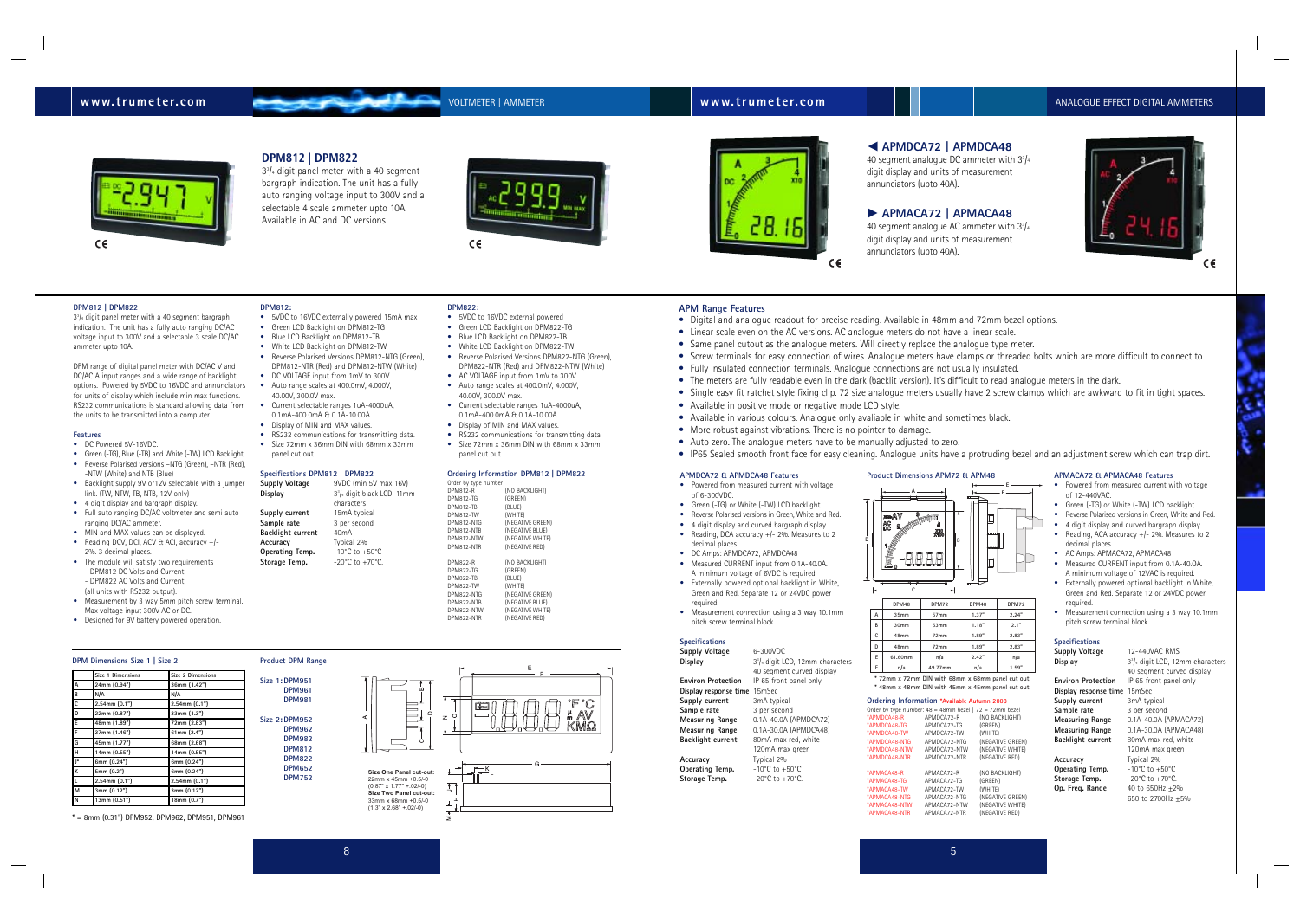## DPM812 | DPM822

3½ digit panel meter with a 40 segment bargraph indication. The unit has a fully auto ranging voltage input to 300V and a selectable 4 scale ammeter upto 10A. Available in AC and DC versions.

### DPM812 | DPM822

3½ digit panel meter with a 40 segment bargraph indication. The unit has a fully auto ranging DC/AC voltage input to 300V and a selectable 3 scale DC/AC ammeter upto 10A.

DPM range of digital panel meter with DC/AC V and DC/AC A input ranges and a wide range of backlight options. Powered by 5VDC to 16VDC and annunciators for units of display which include min max functions. RS232 communications is standard allowing data from the units to be transmitted into a computer.

#### Features

- DC Powered 5V-16VDC.
- Green (-TG), Blue (-TB) and White (-TW) LCD Backlight.
- Reverse Polarised versions –NTG (Green), –NTR (Red), -NTW (White) and NTB (Blue)
- Backlight supply 9V or12V selectable with a jumper link. (TW, NTW, TB, NTB, 12V only)
- 4 digit display and bargraph display.
- Full auto ranging DC/AC voltmeter and semi auto ranging DC/AC ammeter.
- MIN and MAX values can be displayed.
- Reading DCV, DCI, ACV & ACI, accuracy +/- 2%. 3 decimal places.
- The module will satisfy two requirements
  - DPM812 DC Volts and Current
  - DPM822 AC Volts and Current
  (all units with RS232 output).
- Measurement by 3 way 5mm pitch screw terminal. Max voltage input 300V AC or DC.
- Designed for 9V battery powered operation.

#### DPM812:

- 5VDC to 16VDC externally powered 15mA max
- Green LCD Backlight on DPM812-TG
- Blue LCD Backlight on DPM812-TB
- White LCD Backlight on DPM812-TW
- Reverse Polarised Versions DPM812-NTG (Green), DPM812-NTR (Red) and DPM812-NTW (White)
- DC VOLTAGE input from 1mV to 300V.
- Auto range scales at 400.0mV, 4.000V, 40.00V, 300.0V max.
- Current selectable ranges 1uA-4000uA, 0.1mA-400.0mA & 0.1A-10.00A.
- Display of MIN and MAX values.
- RS232 communications for transmitting data.
- Size 72mm x 36mm DIN with 68mm x 33mm panel cut out.

#### Specifications DPM812 | DPM822

| | |
|---|---|
| **Supply Voltage** | 9VDC (min 5V max 16V) |
| **Display** | 3½ digit black LCD, 11mm characters |
| **Supply current** | 15mA typical |
| **Sample rate** | 3 per second |
| **Backlight current** | 40mA |
| **Accuracy** | Typical 2% |
| **Operating Temp.** | -10°C to +50°C |
| **Storage Temp.** | -20°C to +70°C. |

#### DPM822:

- 5VDC to 16VDC external powered
- Green LCD Backlight on DPM822-TG
- Blue LCD Backlight on DPM822-TB
- White LCD Backlight on DPM822-TW
- Reverse Polarised Versions DPM822-NTG (Green), DPM822-NTR (Red) and DPM822-NTW (White)
- AC VOLTAGE input from 1mV to 300V.
- Auto range scales at 400.0mV, 4.000V, 40.00V, 300.0V max.
- Current selectable ranges 1uA-4000uA, 0.1mA-400.0mA & 0.1A-10.00A.
- Display of MIN and MAX values.
- RS232 communications for transmitting data.
- Size 72mm x 36mm DIN with 68mm x 33mm panel cut out.

#### Ordering Information DPM812 | DPM822

Order by type number:

| | |
|---|---|
| DPM812-R | (NO BACKLIGHT) |
| DPM812-TG | (GREEN) |
| DPM812-TB | (BLUE) |
| DPM812-TW | (WHITE) |
| DPM812-NTG | (NEGATIVE GREEN) |
| DPM812-NTB | (NEGATIVE BLUE) |
| DPM812-NTW | (NEGATIVE WHITE) |
| DPM812-NTR | (NEGATIVE RED) |
| DPM822-R | (NO BACKLIGHT) |
| DPM822-TG | (GREEN) |
| DPM822-TB | (BLUE) |
| DPM822-TW | (WHITE) |
| DPM822-NTG | (NEGATIVE GREEN) |
| DPM822-NTB | (NEGATIVE BLUE) |
| DPM822-NTW | (NEGATIVE WHITE) |
| DPM822-NTR | (NEGATIVE RED) |

#### DPM Dimensions Size 1 | Size 2

| | Size 1 Dimensions | Size 2 Dimensions |
|---|---|---|
| A | 24mm (0.94") | 36mm (1.42") |
| B | N/A | N/A |
| C | 2.54mm (0.1") | 2.54mm (0.1") |
| D | 22mm (0.87") | 33mm (1.3") |
| E | 48mm (1.89") | 72mm (2.83") |
| F | 37mm (1.46") | 61mm (2.4") |
| G | 45mm (1.77") | 68mm (2.68") |
| H | 14mm (0.55") | 14mm (0.55") |
| J* | 6mm (0.24") | 6mm (0.24") |
| K | 5mm (0.2") | 6mm (0.24") |
| L | 2.54mm (0.1") | 2.54mm (0.1") |
| M | 3mm (0.12") | 3mm (0.12") |
| N | 13mm (0.51") | 18mm (0.7") |

* = 8mm (0.31") DPM952, DPM962, DPM951, DPM961

#### Product DPM Range

Size 1: DPM951, DPM961, DPM981

Size 2: DPM952, DPM962, DPM982, DPM812, DPM822, DPM652, DPM752

**Size One Panel cut-out:** 22mm x 45mm +0.5/-0 (0.87" x 1.77" +.02/-0)
**Size Two Panel cut-out:** 33mm x 68mm +0.5/-0 (1.3" x 2.68" +.02/-0)

## ◄ APMDCA72 | APMDCA48

40 segment analogue DC ammeter with 3½ digit display and units of measurement annunciators (upto 40A).

## ► APMACA72 | APMACA48

40 segment analogue AC ammeter with 3½ digit display and units of measurement annunciators (upto 40A).

### APM Range Features

- Digital and analogue readout for precise reading. Available in 48mm and 72mm bezel options.
- Linear scale even on the AC versions. AC analogue meters do not have a linear scale.
- Same panel cutout as the analogue meters. Will directly replace the analogue type meter.
- Screw terminals for easy connection of wires. Analogue meters have clamps or threaded bolts which are more difficult to connect to.
- Fully insulated connection terminals. Analogue connections are not usually insulated.
- The meters are fully readable even in the dark (backlit version). It's difficult to read analogue meters in the dark.
- Single easy fit ratchet style fixing clip. 72 size analogue meters usually have 2 screw clamps which are awkward to fit in tight spaces.
- Available in positive mode or negative mode LCD style.
- Available in various colours. Analogue only avaliable in white and sometimes black.
- More robust against vibrations. There is no pointer to damage.
- Auto zero. The analogue meters have to be manually adjusted to zero.
- IP65 Sealed smooth front face for easy cleaning. Analogue units have a protruding bezel and an adjustment screw which can trap dirt.

#### APMDCA72 & APMDCA48 Features

- Powered from measured current with voltage of 6-300VDC.
- Green (-TG) or White (-TW) LCD backlight.
- Reverse Polarised versions in Green, White and Red.
- 4 digit display and curved bargraph display.
- Reading, DCA accuracy +/- 2%. Measures to 2 decimal places.
- DC Amps: APMDCA72, APMDCA48
- Measured CURRENT input from 0.1A-40.0A. A minimum voltage of 6VDC is required.
- Externally powered optional backlight in White, Green and Red. Separate 12 or 24VDC power required.
- Measurement connection using a 3 way 10.1mm pitch screw terminal block.

#### Specifications

| | |
|---|---|
| **Supply Voltage** | 6-300VDC |
| **Display** | 3½ digit LCD, 12mm characters 40 segment curved display |
| **Environ Protection** | IP 65 front panel only |
| **Display response time** | 15mSec |
| **Supply current** | 3mA typical |
| **Sample rate** | 3 per second |
| **Measuring Range** | 0.1A-40.0A (APMDCA72) |
| **Measuring Range** | 0.1A-30.0A (APMDCA48) |
| **Backlight current** | 80mA max red, white 120mA max green |
| **Accuracy** | Typical 2% |
| **Operating Temp.** | -10°C to +50°C |
| **Storage Temp.** | -20°C to +70°C. |

#### Product Dimensions APM72 & APM48

| | DPM48 | DPM72 | DPM48 | DPM72 |
|---|---|---|---|---|
| A | 35mm | 57mm | 1.37" | 2.24" |
| B | 30mm | 53mm | 1.18" | 2.1" |
| C | 48mm | 72mm | 1.89" | 2.83" |
| D | 48mm | 72mm | 1.89" | 2.83" |
| E | 61.60mm | n/a | 2.42" | n/a |
| F | n/a | 49.77mm | n/a | 1.59" |

\* 72mm x 72mm DIN with 68mm x 68mm panel cut out.
\* 48mm x 48mm DIN with 45mm x 45mm panel cut out.

#### Ordering Information *Available Autumn 2008

Order by type number: 48 = 48mm bezel | 72 = 72mm bezel

| | | |
|---|---|---|
| *APMDCA48-R | APMDCA72-R | (NO BACKLIGHT) |
| *APMDCA48-TG | APMDCA72-TG | (GREEN) |
| *APMDCA48-TW | APMDCA72-TW | (WHITE) |
| *APMDCA48-NTG | APMDCA72-NTG | (NEGATIVE GREEN) |
| *APMDCA48-NTW | APMDCA72-NTW | (NEGATIVE WHITE) |
| *APMDCA48-NTR | APMDCA72-NTR | (NEGATIVE RED) |
| *APMACA48-R | APMACA72-R | (NO BACKLIGHT) |
| *APMACA48-TG | APMACA72-TG | (GREEN) |
| *APMACA48-TW | APMACA72-TW | (WHITE) |
| *APMACA48-NTG | APMACA72-NTG | (NEGATIVE GREEN) |
| *APMACA48-NTW | APMACA72-NTW | (NEGATIVE WHITE) |
| *APMACA48-NTR | APMACA72-NTR | (NEGATIVE RED) |

#### APMACA72 & APMACA48 Features

- Powered from measured current with voltage of 12-440VAC.
- Green (-TG) or White (-TW) LCD backlight.
- Reverse Polarised versions in Green, White and Red.
- 4 digit display and curved bargraph display.
- Reading, ACA accuracy +/- 2%. Measures to 2 decimal places.
- AC Amps: APMACA72, APMACA48
- Measured CURRENT input from 0.1A-40.0A. A minimum voltage of 12VAC is required.
- Externally powered optional backlight in White, Green and Red. Separate 12 or 24VDC power required.
- Measurement connection using a 3 way 10.1mm pitch screw terminal block.

#### Specifications

| | |
|---|---|
| **Supply Voltage** | 12-440VAC RMS |
| **Display** | 3½ digit LCD, 12mm characters 40 segment curved display |
| **Environ Protection** | IP 65 front panel only |
| **Display response time** | 15mSec |
| **Supply current** | 3mA typical |
| **Sample rate** | 3 per second |
| **Measuring Range** | 0.1A-40.0A (APMACA72) |
| **Measuring Range** | 0.1A-30.0A (APMACA48) |
| **Backlight current** | 80mA max red, white 120mA max green |
| **Accuracy** | Typical 2% |
| **Operating Temp.** | -10°C to +50°C |
| **Storage Temp.** | -20°C to +70°C. |
| **Op. Freq. Range** | 40 to 650Hz ±2% 650 to 2700Hz ±5% |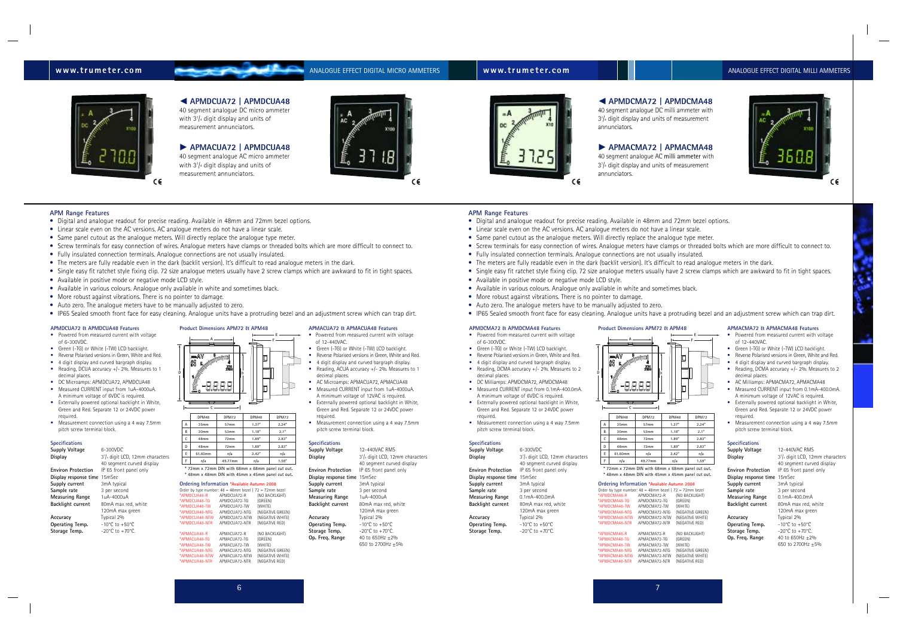# ANALOGUE EFFECT DIGITAL MICRO AMMETERS

## ◄ APMDCUA72 | APMDCUA48

40 segment analogue DC micro ammeter with $3^1/_2$ digit display and units of measurement annunciators.

## ► APMACUA72 | APMDCUA48

40 segment analogue AC micro ammeter with $3^1/_2$ digit display and units of measurement annunciators.

### APM Range Features

- Digital and analogue readout for precise reading. Available in 48mm and 72mm bezel options.
- Linear scale even on the AC versions. AC analogue meters do not have a linear scale.
- Same panel cutout as the analogue meters. Will directly replace the analogue type meter.
- Screw terminals for easy connection of wires. Analogue meters have clamps or threaded bolts which are more difficult to connect to.
- Fully insulated connection terminals. Analogue connections are not usually insulated.
- The meters are fully readable even in the dark (backlit version). It's difficult to read analogue meters in the dark.
- Single easy fit ratchet style fixing clip. 72 size analogue meters usually have 2 screw clamps which are awkward to fit in tight spaces.
- Available in positive mode or negative mode LCD style.
- Available in various colours. Analogue only avaliable in white and sometimes black.
- More robust against vibrations. There is no pointer to damage.
- Auto zero. The analogue meters have to be manually adjusted to zero.
- IP65 Sealed smooth front face for easy cleaning. Analogue units have a protruding bezel and an adjustment screw which can trap dirt.

### APMDCUA72 & APMDCUA48 Features

- Powered from measured current with voltage of 6-300VDC.
- Green (-TG) or White (-TW) LCD backlight.
- Reverse Polarised versions in Green, White and Red.
- 4 digit display and curved bargraph display.
- Reading, DCUA accuracy +/- 2%. Measures to 1 decimal places.
- DC Microamps: APMDCUA72, APMDCUA48
- Measured CURRENT input from 1uA-4000uA. A minimum voltage of 6VDC is required.
- Externally powered optional backlight in White, Green and Red. Separate 12 or 24VDC power required.
- Measurement connection using a 4 way 7.5mm pitch screw terminal block.

#### Specifications

| | |
|---|---|
| Supply Voltage | 6-300VDC |
| Display | $3^1/_2$ digit LCD, 12mm characters 40 segment curved display |
| Environ Protection | IP 65 front panel only |
| Display response time | 15mSec |
| Supply current | 3mA typical |
| Sample rate | 3 per second |
| Measuring Range | 1uA-4000uA |
| Backlight current | 80mA max red, white 120mA max green |
| Accuracy | Typical 2% |
| Operating Temp. | -10°C to +50°C |
| Storage Temp. | -20°C to +70°C. |

### Product Dimensions APM72 & APM48

| | DPM48 | DPM72 | DPM48 | DPM72 |
|---|---|---|---|---|
| A | 35mm | 57mm | 1.37" | 2.24" |
| B | 30mm | 53mm | 1.18" | 2.1" |
| C | 48mm | 72mm | 1.89" | 2.83" |
| D | 48mm | 72mm | 1.89" | 2.83" |
| E | 61.60mm | n/a | 2.42" | n/a |
| F | n/a | 49.77mm | n/a | 1.59" |

\* 72mm x 72mm DIN with 68mm x 68mm panel cut out.
\* 48mm x 48mm DIN with 45mm x 45mm panel cut out.

### Ordering Information *Available Autumn 2008

Order by type number: 48 = 48mm bezel | 72 = 72mm bezel

| | | |
|---|---|---|
| *APMDCUA48-R | APMDCUA72-R | (NO BACKLIGHT) |
| *APMDCUA48-TG | APMDCUA72-TG | (GREEN) |
| *APMDCUA48-TW | APMDCUA72-TW | (WHITE) |
| *APMDCUA48-NTG | APMDCUA72-NTG | (NEGATIVE GREEN) |
| *APMDCUA48-NTW | APMDCUA72-NTW | (NEGATIVE WHITE) |
| *APMDCUA48-NTR | APMDCUA72-NTR | (NEGATIVE RED) |
| *APMACUA48-R | APMACUA72-R | (NO BACKLIGHT) |
| *APMACUA48-TG | APMACUA72-TG | (GREEN) |
| *APMACUA48-TW | APMACUA72-TW | (WHITE) |
| *APMACUA48-NTG | APMACUA72-NTG | (NEGATIVE GREEN) |
| *APMACUA48-NTW | APMACUA72-NTW | (NEGATIVE WHITE) |
| *APMACUA48-NTR | APMACUA72-NTR | (NEGATIVE RED) |

### APMACUA72 & APMACUA48 Features

- Powered from measured current with voltage of 12-440VAC.
- Green (-TG) or White (-TW) LCD backlight.
- Reverse Polarised versions in Green, White and Red.
- 4 digit display and curved bargraph display.
- Reading, ACUA accuracy +/- 2%. Measures to 1 decimal places.
- AC Microamps: APMACUA72, APMACUA48
- Measured CURRENT input from 1uA-4000uA. A minimum voltage of 12VAC is required.
- Externally powered optional backlight in White, Green and Red. Separate 12 or 24VDC power required.
- Measurement connection using a 4 way 7.5mm pitch screw terminal block.

#### Specifications

| | |
|---|---|
| Supply Voltage | 12-440VAC RMS |
| Display | $3^1/_2$ digit LCD, 12mm characters 40 segment curved display |
| Environ Protection | IP 65 front panel only |
| Display response time | 15mSec |
| Supply current | 3mA typical |
| Sample rate | 3 per second |
| Measuring Range | 1uA-4000uA |
| Backlight current | 80mA max red, white 120mA max green |
| Accuracy | Typical 2% |
| Operating Temp. | -10°C to +50°C |
| Storage Temp. | -20°C to +70°C. |
| Op. Freq. Range | 40 to 650Hz ±2% 650 to 2700Hz ±5% |

# ANALOGUE EFFECT DIGITAL MILLI AMMETERS

## ◄ APMDCMA72 | APMDCMA48

40 segment analogue DC milli ammeter with $3^1/_2$ digit display and units of measurement annunciators.

## ► APMACMA72 | APMACMA48

40 segment analogue AC milli ammeter with $3^1/_2$ digit display and units of measurement annunciators.

### APM Range Features

- Digital and analogue readout for precise reading. Available in 48mm and 72mm bezel options.
- Linear scale even on the AC versions. AC analogue meters do not have a linear scale.
- Same panel cutout as the analogue meters. Will directly replace the analogue type meter.
- Screw terminals for easy connection of wires. Analogue meters have clamps or threaded bolts which are more difficult to connect to.
- Fully insulated connection terminals. Analogue connections are not usually insulated.
- The meters are fully readable even in the dark (backlit version). It's difficult to read analogue meters in the dark.
- Single easy fit ratchet style fixing clip. 72 size analogue meters usually have 2 screw clamps which are awkward to fit in tight spaces.
- Available in positive mode or negative mode LCD style.
- Available in various colours. Analogue only avaliable in white and sometimes black.
- More robust against vibrations. There is no pointer to damage.
- Auto zero. The analogue meters have to be manually adjusted to zero.
- IP65 Sealed smooth front face for easy cleaning. Analogue units have a protruding bezel and an adjustment screw which can trap dirt.

### APMDCMA72 & APMDCMA48 Features

- Powered from measured current with voltage of 6-300VDC.
- Green (-TG) or White (-TW) LCD backlight.
- Reverse Polarised versions in Green, White and Red.
- 4 digit display and curved bargraph display.
- Reading, DCMA accuracy +/- 2%. Measures to 2 decimal places.
- DC Milliamps: APMDCMA72, APMDCMA48
- Measured CURRENT input from 0.1mA-400.0mA. A minimum voltage of 6VDC is required.
- Externally powered optional backlight in White, Green and Red. Separate 12 or 24VDC power required.
- Measurement connection using a 4 way 7.5mm pitch screw terminal block.

#### Specifications

| | |
|---|---|
| Supply Voltage | 6-300VDC |
| Display | $3^1/_2$ digit LCD, 12mm characters 40 segment curved display |
| Environ Protection | IP 65 front panel only |
| Display response time | 15mSec |
| Supply current | 3mA typical |
| Sample rate | 3 per second |
| Measuring Range | 0.1mA-400.0mA |
| Backlight current | 80mA max red, white 120mA max green |
| Accuracy | Typical 2% |
| Operating Temp. | -10°C to +50°C |
| Storage Temp. | -20°C to +70°C. |

### Product Dimensions APM72 & APM48

| | DPM48 | DPM72 | DPM48 | DPM72 |
|---|---|---|---|---|
| A | 35mm | 57mm | 1.37" | 2.24" |
| B | 30mm | 53mm | 1.18" | 2.1" |
| C | 48mm | 72mm | 1.89" | 2.83" |
| D | 48mm | 72mm | 1.89" | 2.83" |
| E | 61.60mm | n/a | 2.42" | n/a |
| F | n/a | 49.77mm | n/a | 1.59" |

\* 72mm x 72mm DIN with 68mm x 68mm panel cut out.
\* 48mm x 48mm DIN with 45mm x 45mm panel cut out.

### Ordering Information *Available Autumn 2008

Order by type number: 48 = 48mm bezel | 72 = 72mm bezel

| | | |
|---|---|---|
| *APMDCMA48-R | APMDCMA72-R | (NO BACKLIGHT) |
| *APMDCMA48-TG | APMDCMA72-TG | (GREEN) |
| *APMDCMA48-TW | APMDCMA72-TW | (WHITE) |
| *APMDCMA48-NTG | APMDCMA72-NTG | (NEGATIVE GREEN) |
| *APMDCMA48-NTW | APMDCMA72-NTW | (NEGATIVE WHITE) |
| *APMDCMA48-NTR | APMDCMA72-NTR | (NEGATIVE RED) |
| *APMACMA48-R | APMACMA72-R | (NO BACKLIGHT) |
| *APMACMA48-TG | APMACMA72-TG | (GREEN) |
| *APMACMA48-TW | APMACMA72-TW | (WHITE) |
| *APMACMA48-NTG | APMACMA72-NTG | (NEGATIVE GREEN) |
| *APMACMA48-NTW | APMACMA72-NTW | (NEGATIVE WHITE) |
| *APMACMA48-NTR | APMACMA72-NTR | (NEGATIVE RED) |

### APMACMA72 & APMACMA48 Features

- Powered from measured current with voltage of 12-440VAC.
- Green (-TG) or White (-TW) LCD backlight.
- Reverse Polarised versions in Green, White and Red.
- 4 digit display and curved bargraph display.
- Reading, DCMA accuracy +/- 2%. Measures to 2 decimal places.
- AC Milliamps: APMACMA72, APMACMA48
- Measured CURRENT input from 0.1mA-400.0mA. A minimum voltage of 12VAC is required.
- Externally powered optional backlight in White, Green and Red. Separate 12 or 24VDC power required.
- Measurement connection using a 4 way 7.5mm pitch screw terminal block.

#### Specifications

| | |
|---|---|
| Supply Voltage | 12-440VAC RMS |
| Display | $3^1/_2$ digit LCD, 12mm characters 40 segment curved display |
| Environ Protection | IP 65 front panel only |
| Display response time | 15mSec |
| Supply current | 3mA typical |
| Sample rate | 3 per second |
| Measuring Range | 0.1mA-400.0mA |
| Backlight current | 80mA max red, white 120mA max green |
| Accuracy | Typical 2% |
| Operating Temp. | -10°C to +50°C |
| Storage Temp. | -20°C to +70°C. |
| Op. Freq. Range | 40 to 650Hz ±2% 650 to 2700Hz ±5% |